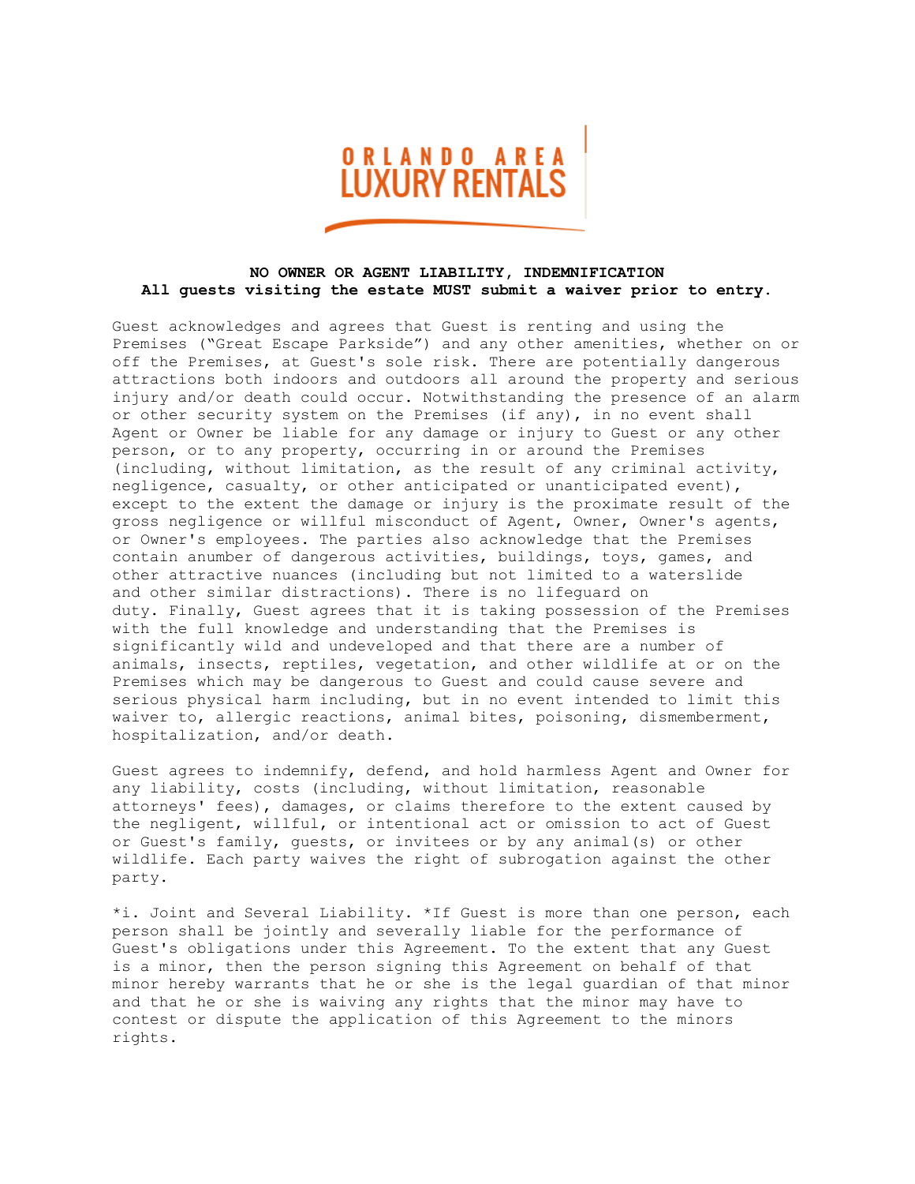ORLANDO AREA
LUXURY RENTALS

**NO OWNER OR AGENT LIABILITY, INDEMNIFICATION**
**All guests visiting the estate MUST submit a waiver prior to entry.**

Guest acknowledges and agrees that Guest is renting and using the Premises ("Great Escape Parkside") and any other amenities, whether on or off the Premises, at Guest's sole risk. There are potentially dangerous attractions both indoors and outdoors all around the property and serious injury and/or death could occur. Notwithstanding the presence of an alarm or other security system on the Premises (if any), in no event shall Agent or Owner be liable for any damage or injury to Guest or any other person, or to any property, occurring in or around the Premises (including, without limitation, as the result of any criminal activity, negligence, casualty, or other anticipated or unanticipated event), except to the extent the damage or injury is the proximate result of the gross negligence or willful misconduct of Agent, Owner, Owner's agents, or Owner's employees. The parties also acknowledge that the Premises contain anumber of dangerous activities, buildings, toys, games, and other attractive nuances (including but not limited to a waterslide and other similar distractions). There is no lifeguard on duty. Finally, Guest agrees that it is taking possession of the Premises with the full knowledge and understanding that the Premises is significantly wild and undeveloped and that there are a number of animals, insects, reptiles, vegetation, and other wildlife at or on the Premises which may be dangerous to Guest and could cause severe and serious physical harm including, but in no event intended to limit this waiver to, allergic reactions, animal bites, poisoning, dismemberment, hospitalization, and/or death.

Guest agrees to indemnify, defend, and hold harmless Agent and Owner for any liability, costs (including, without limitation, reasonable attorneys' fees), damages, or claims therefore to the extent caused by the negligent, willful, or intentional act or omission to act of Guest or Guest's family, guests, or invitees or by any animal(s) or other wildlife. Each party waives the right of subrogation against the other party.

*i. Joint and Several Liability. *If Guest is more than one person, each person shall be jointly and severally liable for the performance of Guest's obligations under this Agreement. To the extent that any Guest is a minor, then the person signing this Agreement on behalf of that minor hereby warrants that he or she is the legal guardian of that minor and that he or she is waiving any rights that the minor may have to contest or dispute the application of this Agreement to the minors rights.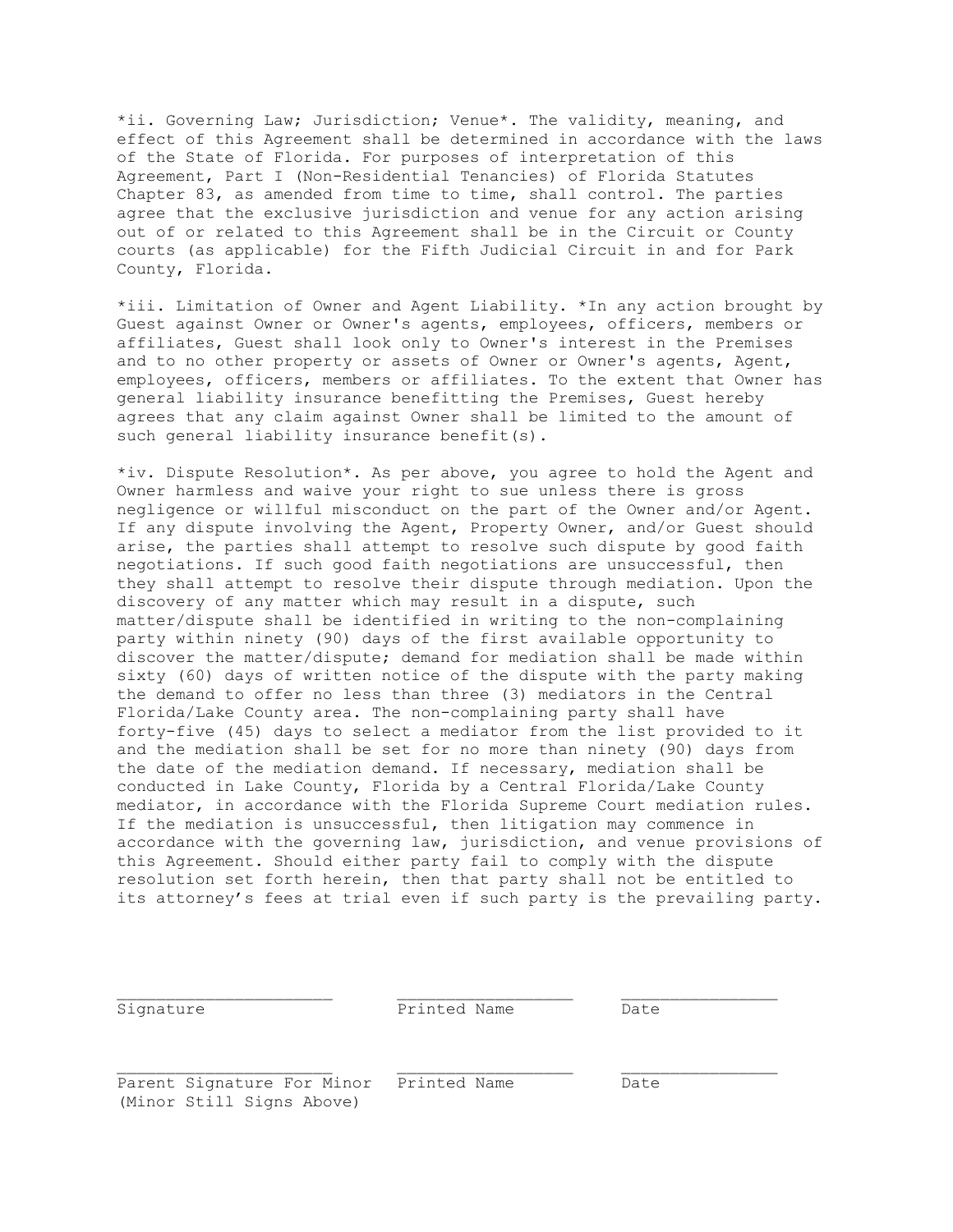*ii. Governing Law; Jurisdiction; Venue*. The validity, meaning, and effect of this Agreement shall be determined in accordance with the laws of the State of Florida. For purposes of interpretation of this Agreement, Part I (Non-Residential Tenancies) of Florida Statutes Chapter 83, as amended from time to time, shall control. The parties agree that the exclusive jurisdiction and venue for any action arising out of or related to this Agreement shall be in the Circuit or County courts (as applicable) for the Fifth Judicial Circuit in and for Park County, Florida.

*iii. Limitation of Owner and Agent Liability. *In any action brought by Guest against Owner or Owner's agents, employees, officers, members or affiliates, Guest shall look only to Owner's interest in the Premises and to no other property or assets of Owner or Owner's agents, Agent, employees, officers, members or affiliates. To the extent that Owner has general liability insurance benefitting the Premises, Guest hereby agrees that any claim against Owner shall be limited to the amount of such general liability insurance benefit(s).

*iv. Dispute Resolution*. As per above, you agree to hold the Agent and Owner harmless and waive your right to sue unless there is gross negligence or willful misconduct on the part of the Owner and/or Agent. If any dispute involving the Agent, Property Owner, and/or Guest should arise, the parties shall attempt to resolve such dispute by good faith negotiations. If such good faith negotiations are unsuccessful, then they shall attempt to resolve their dispute through mediation. Upon the discovery of any matter which may result in a dispute, such matter/dispute shall be identified in writing to the non-complaining party within ninety (90) days of the first available opportunity to discover the matter/dispute; demand for mediation shall be made within sixty (60) days of written notice of the dispute with the party making the demand to offer no less than three (3) mediators in the Central Florida/Lake County area. The non-complaining party shall have forty-five (45) days to select a mediator from the list provided to it and the mediation shall be set for no more than ninety (90) days from the date of the mediation demand. If necessary, mediation shall be conducted in Lake County, Florida by a Central Florida/Lake County mediator, in accordance with the Florida Supreme Court mediation rules. If the mediation is unsuccessful, then litigation may commence in accordance with the governing law, jurisdiction, and venue provisions of this Agreement. Should either party fail to comply with the dispute resolution set forth herein, then that party shall not be entitled to its attorney's fees at trial even if such party is the prevailing party.

| | | |
|---|---|---|
| ______________________ | __________________ | ________________ |
| Signature | Printed Name | Date |
| ______________________ | __________________ | ________________ |
| Parent Signature For Minor (Minor Still Signs Above) | Printed Name | Date |